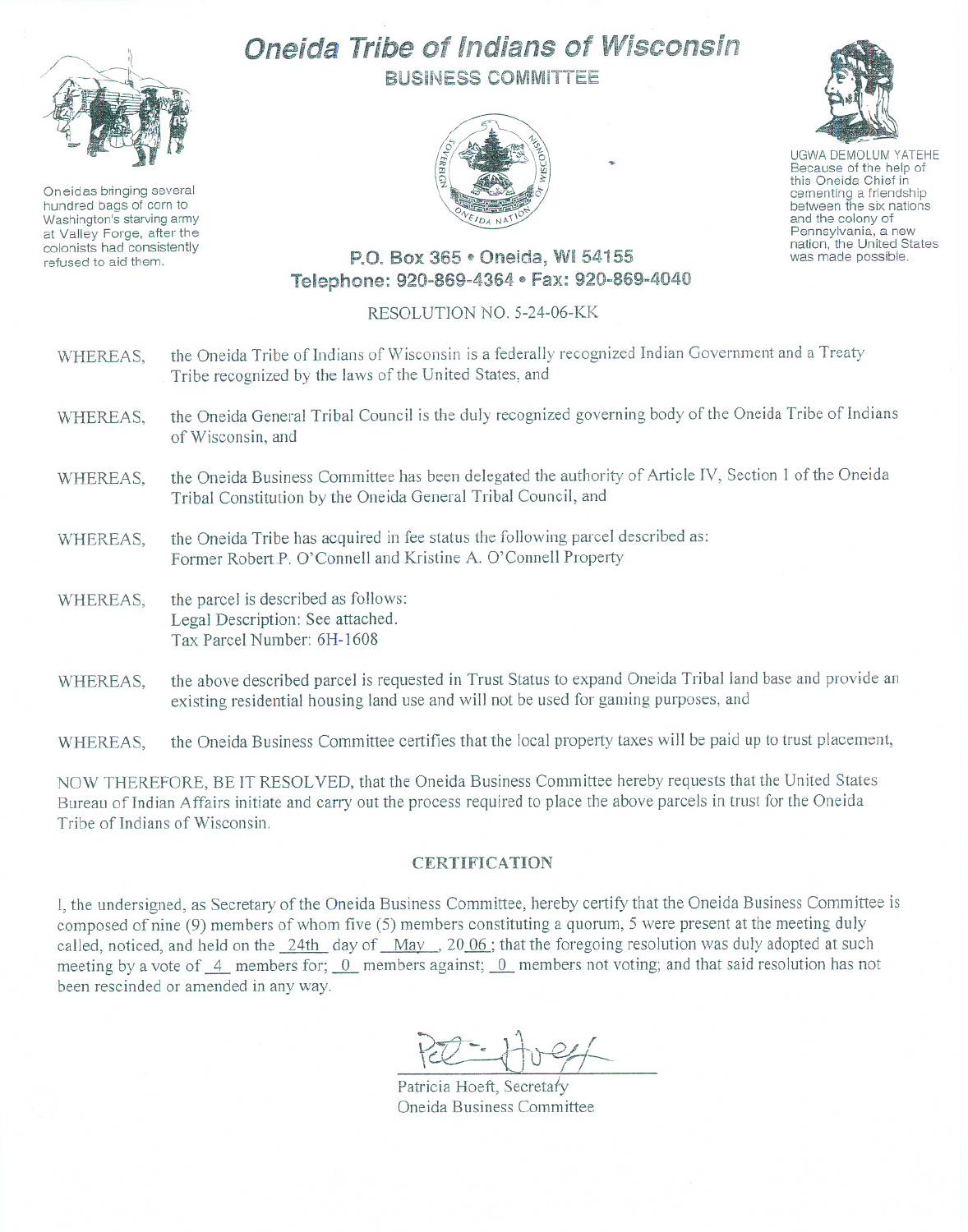# Oneida Tribe of Indians of Wisconsin

## BUSINESS COMMITTEE

Oneidas bringing several hundred bags of corn to Washington's starving army at Valley Forge, after the colonists had consistently refused to aid them.

UGWA DEMOLUM YATEHE
Because of the help of this Oneida Chief in cementing a friendship between the six nations and the colony of Pennsylvania, a new nation, the United States was made possible.

**P.O. Box 365 • Oneida, WI 54155**
**Telephone: 920-869-4364 • Fax: 920-869-4040**

RESOLUTION NO. 5-24-06-KK

WHEREAS, the Oneida Tribe of Indians of Wisconsin is a federally recognized Indian Government and a Treaty Tribe recognized by the laws of the United States, and

WHEREAS, the Oneida General Tribal Council is the duly recognized governing body of the Oneida Tribe of Indians of Wisconsin, and

WHEREAS, the Oneida Business Committee has been delegated the authority of Article IV, Section 1 of the Oneida Tribal Constitution by the Oneida General Tribal Council, and

WHEREAS, the Oneida Tribe has acquired in fee status the following parcel described as:
Former Robert P. O'Connell and Kristine A. O'Connell Property

WHEREAS, the parcel is described as follows:
Legal Description: See attached.
Tax Parcel Number: 6H-1608

WHEREAS, the above described parcel is requested in Trust Status to expand Oneida Tribal land base and provide an existing residential housing land use and will not be used for gaming purposes, and

WHEREAS, the Oneida Business Committee certifies that the local property taxes will be paid up to trust placement,

NOW THEREFORE, BE IT RESOLVED, that the Oneida Business Committee hereby requests that the United States Bureau of Indian Affairs initiate and carry out the process required to place the above parcels in trust for the Oneida Tribe of Indians of Wisconsin.

### CERTIFICATION

I, the undersigned, as Secretary of the Oneida Business Committee, hereby certify that the Oneida Business Committee is composed of nine (9) members of whom five (5) members constituting a quorum, 5 were present at the meeting duly called, noticed, and held on the 24th day of May, 2006; that the foregoing resolution was duly adopted at such meeting by a vote of 4 members for; 0 members against; 0 members not voting; and that said resolution has not been rescinded or amended in any way.

Patricia Hoeft, Secretary
Oneida Business Committee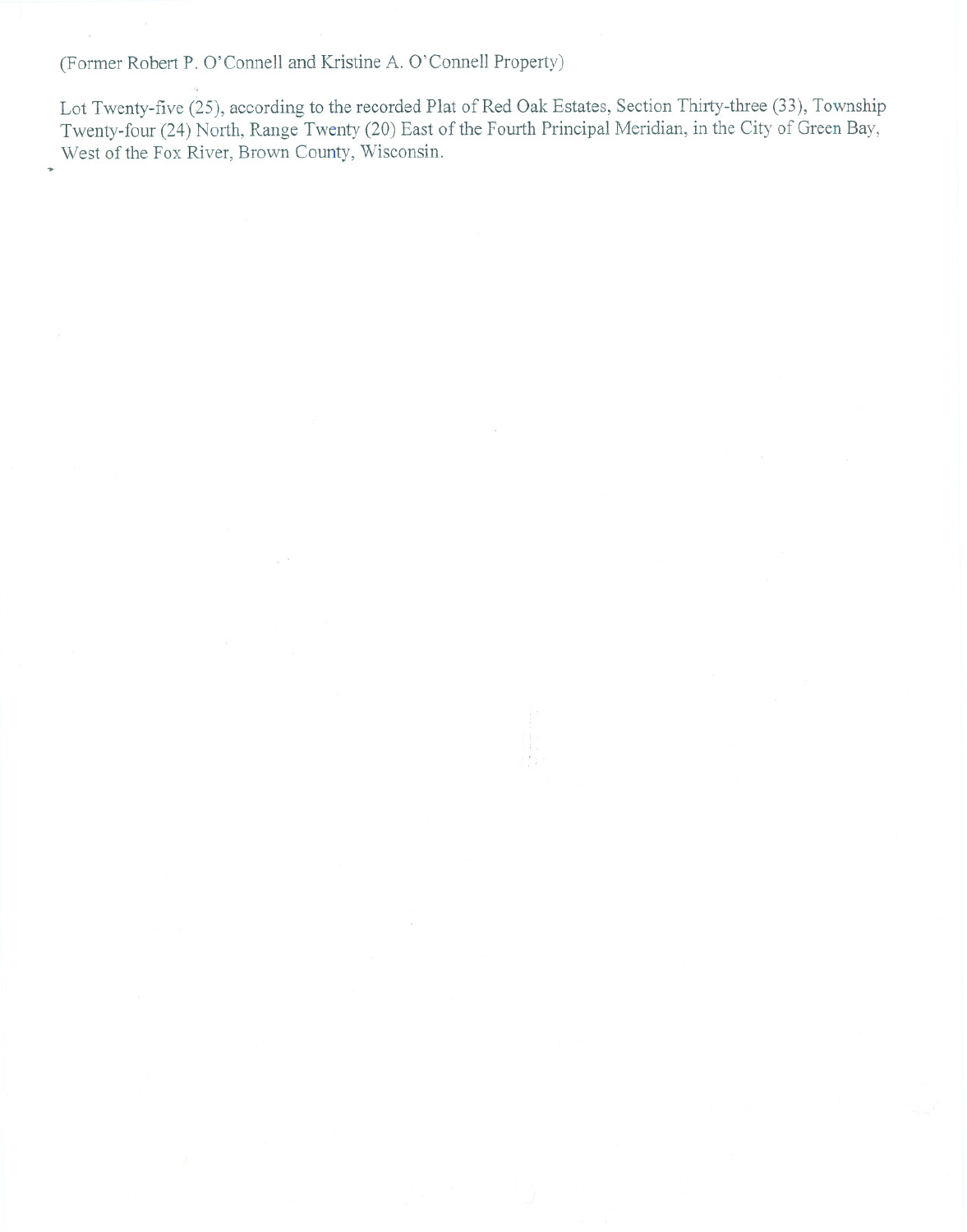(Former Robert P. O'Connell and Kristine A. O'Connell Property)

Lot Twenty-five (25), according to the recorded Plat of Red Oak Estates, Section Thirty-three (33), Township Twenty-four (24) North, Range Twenty (20) East of the Fourth Principal Meridian, in the City of Green Bay, West of the Fox River, Brown County, Wisconsin.